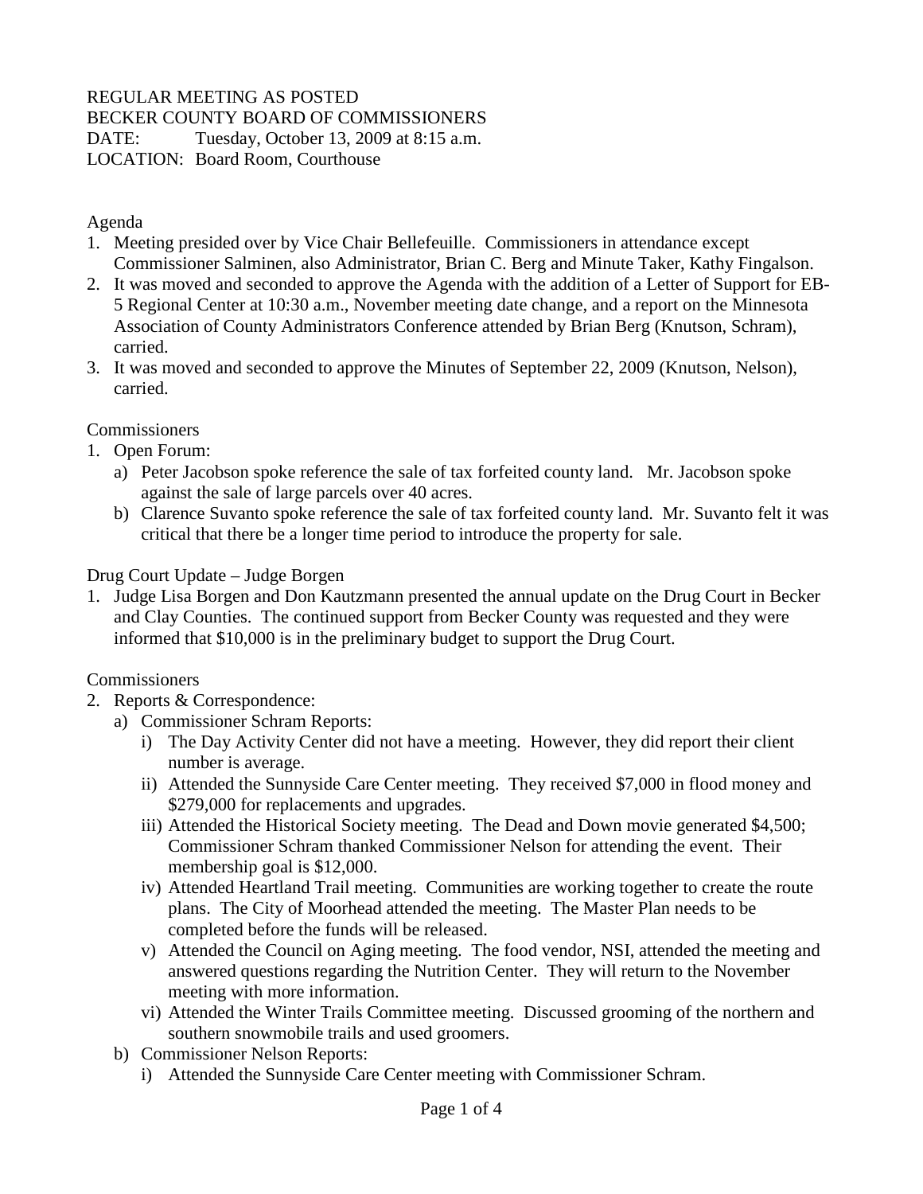REGULAR MEETING AS POSTED
BECKER COUNTY BOARD OF COMMISSIONERS
DATE: Tuesday, October 13, 2009 at 8:15 a.m.
LOCATION: Board Room, Courthouse

Agenda

1. Meeting presided over by Vice Chair Bellefeuille. Commissioners in attendance except Commissioner Salminen, also Administrator, Brian C. Berg and Minute Taker, Kathy Fingalson.
2. It was moved and seconded to approve the Agenda with the addition of a Letter of Support for EB-5 Regional Center at 10:30 a.m., November meeting date change, and a report on the Minnesota Association of County Administrators Conference attended by Brian Berg (Knutson, Schram), carried.
3. It was moved and seconded to approve the Minutes of September 22, 2009 (Knutson, Nelson), carried.

Commissioners

1. Open Forum:
   a) Peter Jacobson spoke reference the sale of tax forfeited county land. Mr. Jacobson spoke against the sale of large parcels over 40 acres.
   b) Clarence Suvanto spoke reference the sale of tax forfeited county land. Mr. Suvanto felt it was critical that there be a longer time period to introduce the property for sale.

Drug Court Update – Judge Borgen

1. Judge Lisa Borgen and Don Kautzmann presented the annual update on the Drug Court in Becker and Clay Counties. The continued support from Becker County was requested and they were informed that $10,000 is in the preliminary budget to support the Drug Court.

Commissioners

2. Reports & Correspondence:
   a) Commissioner Schram Reports:
      i) The Day Activity Center did not have a meeting. However, they did report their client number is average.
      ii) Attended the Sunnyside Care Center meeting. They received $7,000 in flood money and $279,000 for replacements and upgrades.
      iii) Attended the Historical Society meeting. The Dead and Down movie generated $4,500; Commissioner Schram thanked Commissioner Nelson for attending the event. Their membership goal is $12,000.
      iv) Attended Heartland Trail meeting. Communities are working together to create the route plans. The City of Moorhead attended the meeting. The Master Plan needs to be completed before the funds will be released.
      v) Attended the Council on Aging meeting. The food vendor, NSI, attended the meeting and answered questions regarding the Nutrition Center. They will return to the November meeting with more information.
      vi) Attended the Winter Trails Committee meeting. Discussed grooming of the northern and southern snowmobile trails and used groomers.
   b) Commissioner Nelson Reports:
      i) Attended the Sunnyside Care Center meeting with Commissioner Schram.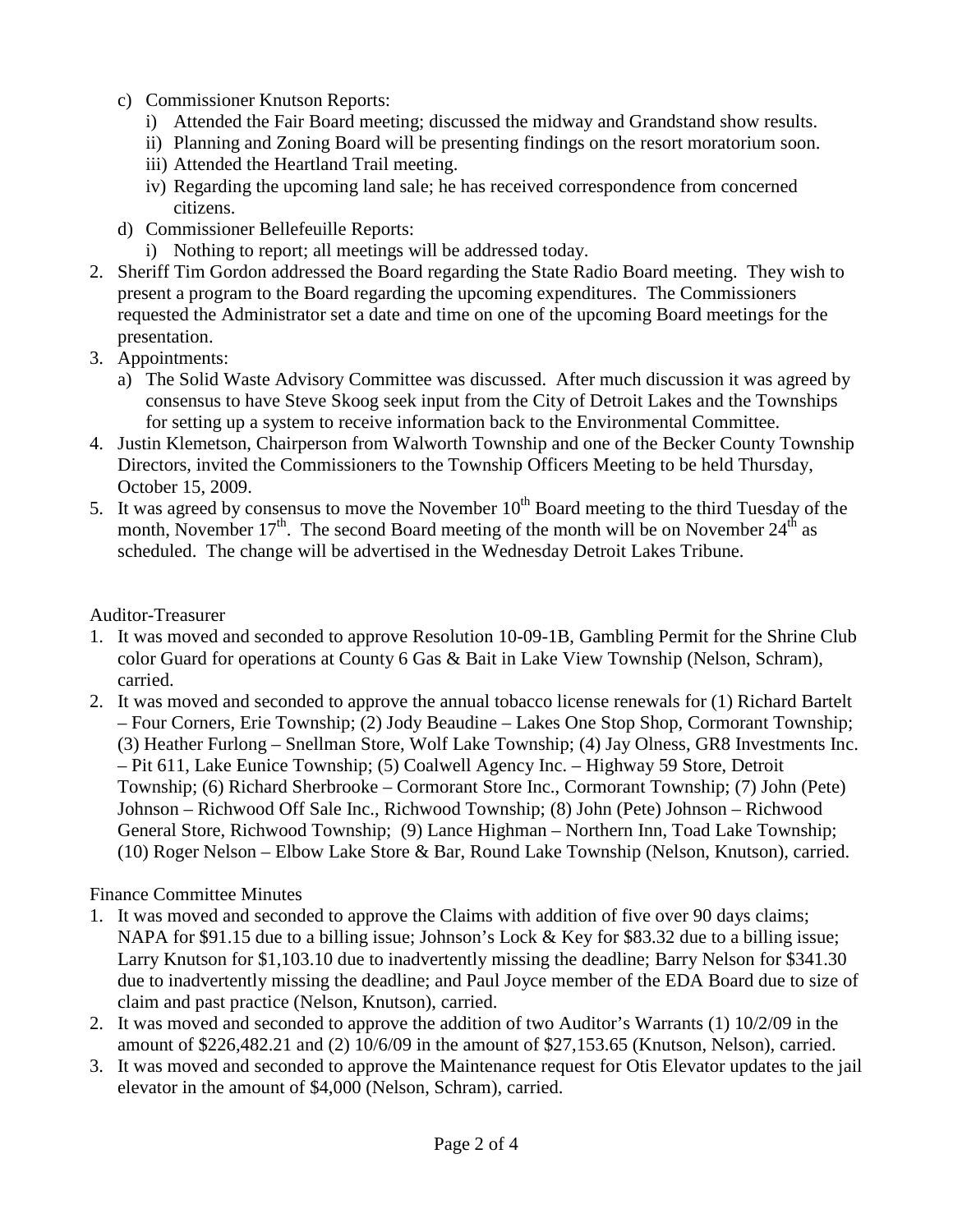c) Commissioner Knutson Reports:
   i) Attended the Fair Board meeting; discussed the midway and Grandstand show results.
   ii) Planning and Zoning Board will be presenting findings on the resort moratorium soon.
   iii) Attended the Heartland Trail meeting.
   iv) Regarding the upcoming land sale; he has received correspondence from concerned citizens.

d) Commissioner Bellefeuille Reports:
   i) Nothing to report; all meetings will be addressed today.

2. Sheriff Tim Gordon addressed the Board regarding the State Radio Board meeting. They wish to present a program to the Board regarding the upcoming expenditures. The Commissioners requested the Administrator set a date and time on one of the upcoming Board meetings for the presentation.
3. Appointments:
   a) The Solid Waste Advisory Committee was discussed. After much discussion it was agreed by consensus to have Steve Skoog seek input from the City of Detroit Lakes and the Townships for setting up a system to receive information back to the Environmental Committee.
4. Justin Klemetson, Chairperson from Walworth Township and one of the Becker County Township Directors, invited the Commissioners to the Township Officers Meeting to be held Thursday, October 15, 2009.
5. It was agreed by consensus to move the November 10th Board meeting to the third Tuesday of the month, November 17th. The second Board meeting of the month will be on November 24th as scheduled. The change will be advertised in the Wednesday Detroit Lakes Tribune.

Auditor-Treasurer

1. It was moved and seconded to approve Resolution 10-09-1B, Gambling Permit for the Shrine Club color Guard for operations at County 6 Gas & Bait in Lake View Township (Nelson, Schram), carried.
2. It was moved and seconded to approve the annual tobacco license renewals for (1) Richard Bartelt – Four Corners, Erie Township; (2) Jody Beaudine – Lakes One Stop Shop, Cormorant Township; (3) Heather Furlong – Snellman Store, Wolf Lake Township; (4) Jay Olness, GR8 Investments Inc. – Pit 611, Lake Eunice Township; (5) Coalwell Agency Inc. – Highway 59 Store, Detroit Township; (6) Richard Sherbrooke – Cormorant Store Inc., Cormorant Township; (7) John (Pete) Johnson – Richwood Off Sale Inc., Richwood Township; (8) John (Pete) Johnson – Richwood General Store, Richwood Township; (9) Lance Highman – Northern Inn, Toad Lake Township; (10) Roger Nelson – Elbow Lake Store & Bar, Round Lake Township (Nelson, Knutson), carried.

Finance Committee Minutes

1. It was moved and seconded to approve the Claims with addition of five over 90 days claims; NAPA for $91.15 due to a billing issue; Johnson's Lock & Key for $83.32 due to a billing issue; Larry Knutson for $1,103.10 due to inadvertently missing the deadline; Barry Nelson for $341.30 due to inadvertently missing the deadline; and Paul Joyce member of the EDA Board due to size of claim and past practice (Nelson, Knutson), carried.
2. It was moved and seconded to approve the addition of two Auditor's Warrants (1) 10/2/09 in the amount of $226,482.21 and (2) 10/6/09 in the amount of $27,153.65 (Knutson, Nelson), carried.
3. It was moved and seconded to approve the Maintenance request for Otis Elevator updates to the jail elevator in the amount of $4,000 (Nelson, Schram), carried.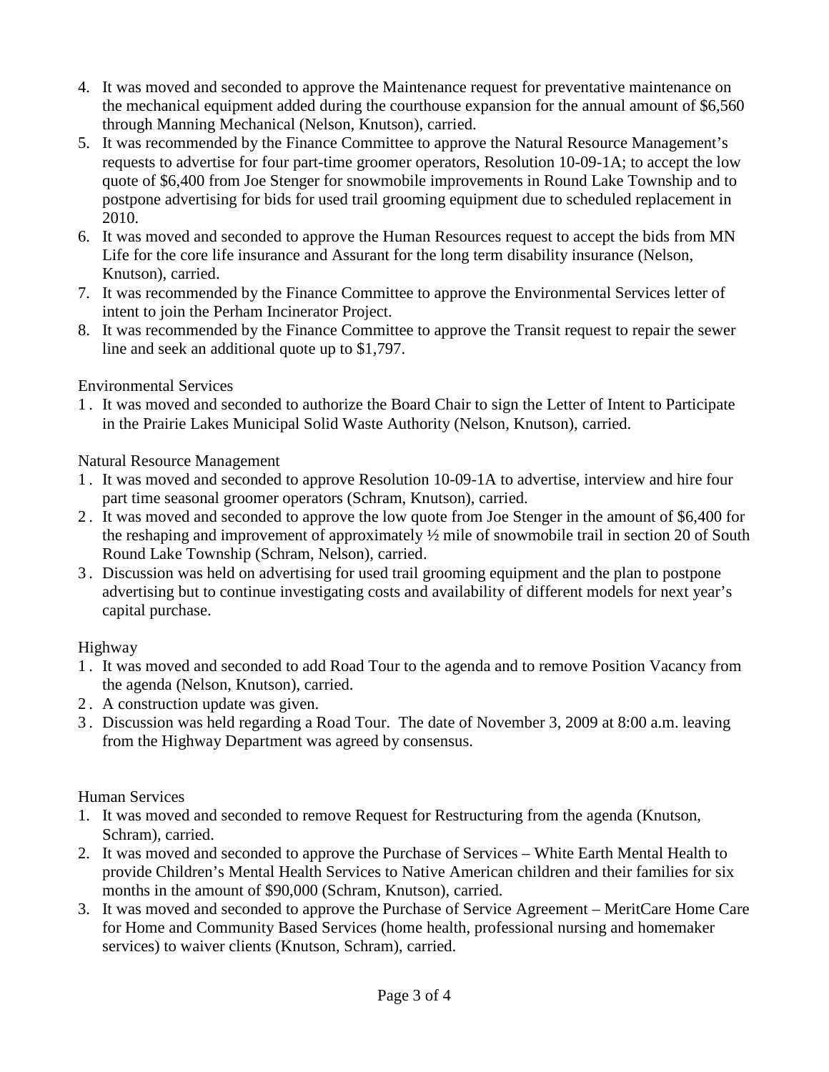4. It was moved and seconded to approve the Maintenance request for preventative maintenance on the mechanical equipment added during the courthouse expansion for the annual amount of $6,560 through Manning Mechanical (Nelson, Knutson), carried.
5. It was recommended by the Finance Committee to approve the Natural Resource Management's requests to advertise for four part-time groomer operators, Resolution 10-09-1A; to accept the low quote of $6,400 from Joe Stenger for snowmobile improvements in Round Lake Township and to postpone advertising for bids for used trail grooming equipment due to scheduled replacement in 2010.
6. It was moved and seconded to approve the Human Resources request to accept the bids from MN Life for the core life insurance and Assurant for the long term disability insurance (Nelson, Knutson), carried.
7. It was recommended by the Finance Committee to approve the Environmental Services letter of intent to join the Perham Incinerator Project.
8. It was recommended by the Finance Committee to approve the Transit request to repair the sewer line and seek an additional quote up to $1,797.

Environmental Services

1. It was moved and seconded to authorize the Board Chair to sign the Letter of Intent to Participate in the Prairie Lakes Municipal Solid Waste Authority (Nelson, Knutson), carried.

Natural Resource Management

1. It was moved and seconded to approve Resolution 10-09-1A to advertise, interview and hire four part time seasonal groomer operators (Schram, Knutson), carried.
2. It was moved and seconded to approve the low quote from Joe Stenger in the amount of $6,400 for the reshaping and improvement of approximately ½ mile of snowmobile trail in section 20 of South Round Lake Township (Schram, Nelson), carried.
3. Discussion was held on advertising for used trail grooming equipment and the plan to postpone advertising but to continue investigating costs and availability of different models for next year's capital purchase.

Highway

1. It was moved and seconded to add Road Tour to the agenda and to remove Position Vacancy from the agenda (Nelson, Knutson), carried.
2. A construction update was given.
3. Discussion was held regarding a Road Tour. The date of November 3, 2009 at 8:00 a.m. leaving from the Highway Department was agreed by consensus.

Human Services

1. It was moved and seconded to remove Request for Restructuring from the agenda (Knutson, Schram), carried.
2. It was moved and seconded to approve the Purchase of Services – White Earth Mental Health to provide Children's Mental Health Services to Native American children and their families for six months in the amount of $90,000 (Schram, Knutson), carried.
3. It was moved and seconded to approve the Purchase of Service Agreement – MeritCare Home Care for Home and Community Based Services (home health, professional nursing and homemaker services) to waiver clients (Knutson, Schram), carried.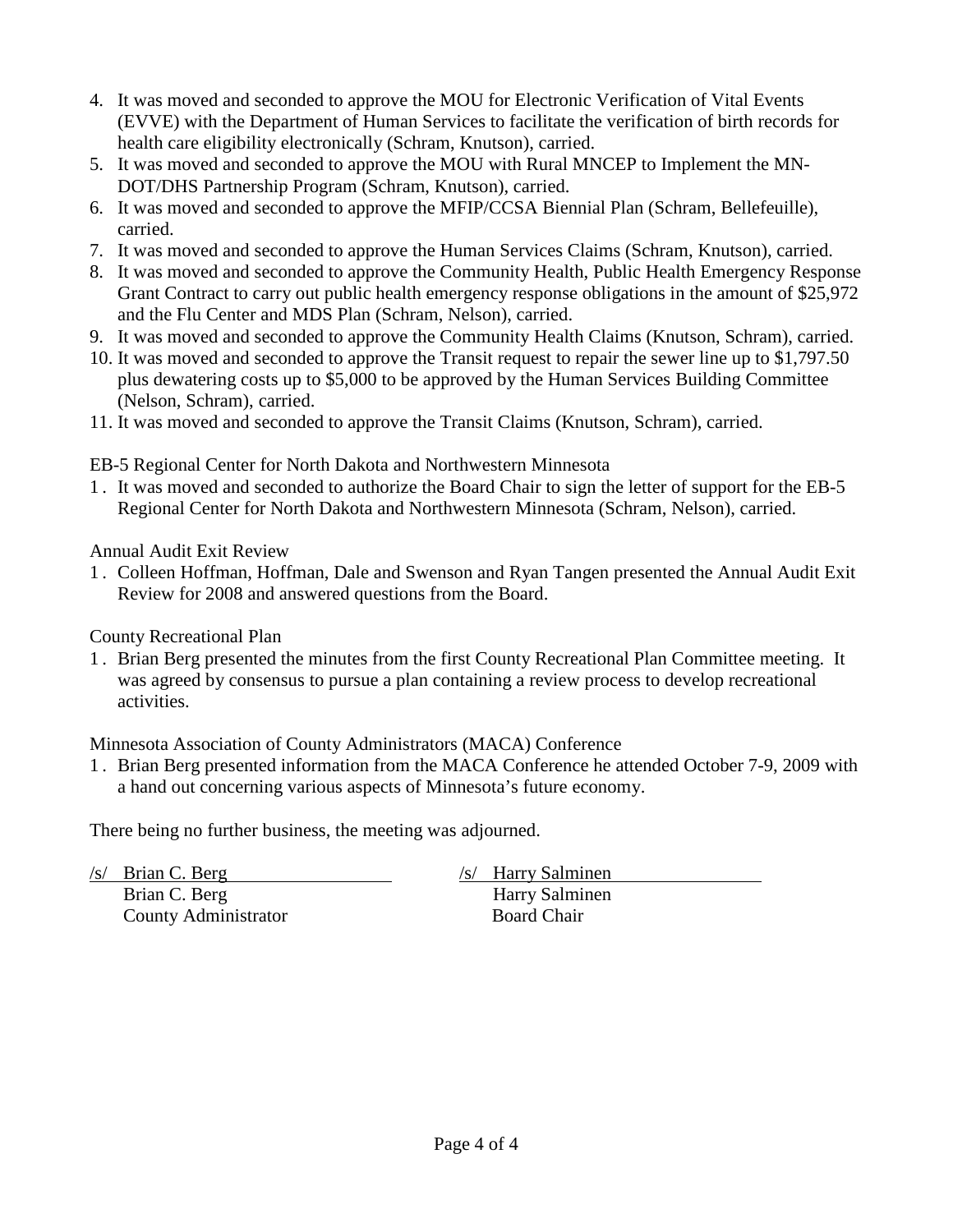4. It was moved and seconded to approve the MOU for Electronic Verification of Vital Events (EVVE) with the Department of Human Services to facilitate the verification of birth records for health care eligibility electronically (Schram, Knutson), carried.
5. It was moved and seconded to approve the MOU with Rural MNCEP to Implement the MN-DOT/DHS Partnership Program (Schram, Knutson), carried.
6. It was moved and seconded to approve the MFIP/CCSA Biennial Plan (Schram, Bellefeuille), carried.
7. It was moved and seconded to approve the Human Services Claims (Schram, Knutson), carried.
8. It was moved and seconded to approve the Community Health, Public Health Emergency Response Grant Contract to carry out public health emergency response obligations in the amount of $25,972 and the Flu Center and MDS Plan (Schram, Nelson), carried.
9. It was moved and seconded to approve the Community Health Claims (Knutson, Schram), carried.
10. It was moved and seconded to approve the Transit request to repair the sewer line up to $1,797.50 plus dewatering costs up to $5,000 to be approved by the Human Services Building Committee (Nelson, Schram), carried.
11. It was moved and seconded to approve the Transit Claims (Knutson, Schram), carried.

EB-5 Regional Center for North Dakota and Northwestern Minnesota

1. It was moved and seconded to authorize the Board Chair to sign the letter of support for the EB-5 Regional Center for North Dakota and Northwestern Minnesota (Schram, Nelson), carried.

Annual Audit Exit Review

1. Colleen Hoffman, Hoffman, Dale and Swenson and Ryan Tangen presented the Annual Audit Exit Review for 2008 and answered questions from the Board.

County Recreational Plan

1. Brian Berg presented the minutes from the first County Recreational Plan Committee meeting. It was agreed by consensus to pursue a plan containing a review process to develop recreational activities.

Minnesota Association of County Administrators (MACA) Conference

1. Brian Berg presented information from the MACA Conference he attended October 7-9, 2009 with a hand out concerning various aspects of Minnesota's future economy.

There being no further business, the meeting was adjourned.

/s/ Brian C. Berg
Brian C. Berg
County Administrator

/s/ Harry Salminen
Harry Salminen
Board Chair